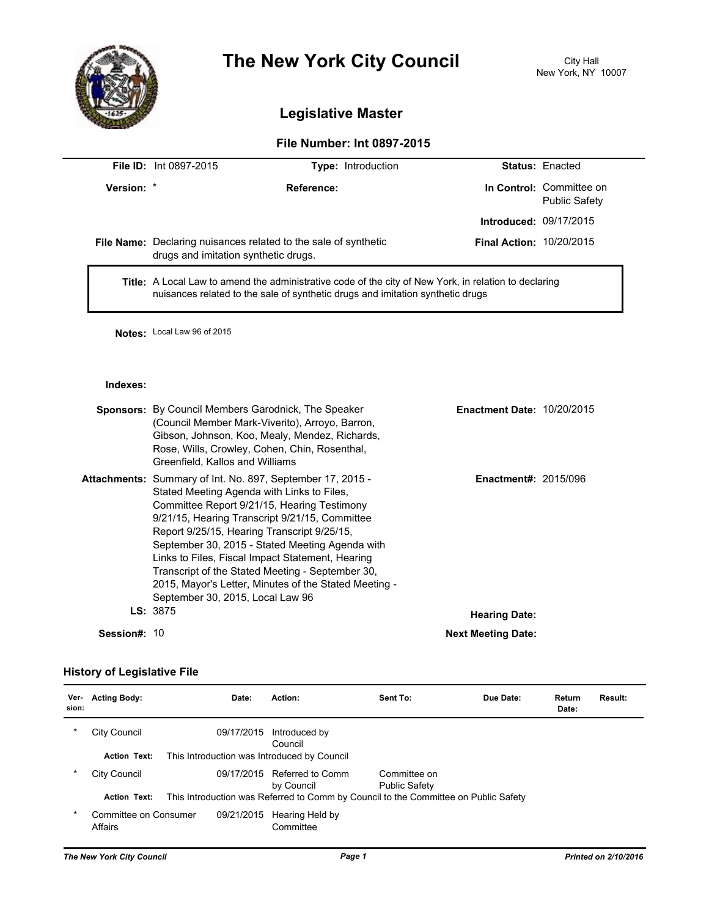# The New York City Council

City Hall
New York, NY 10007

## Legislative Master

### File Number: Int 0897-2015

**File ID:** Int 0897-2015 **Type:** Introduction **Status:** Enacted

**Version:** * **Reference:** **In Control:** Committee on Public Safety

**Introduced:** 09/17/2015

**File Name:** Declaring nuisances related to the sale of synthetic drugs and imitation synthetic drugs.

**Final Action:** 10/20/2015

**Title:** A Local Law to amend the administrative code of the city of New York, in relation to declaring nuisances related to the sale of synthetic drugs and imitation synthetic drugs

**Notes:** Local Law 96 of 2015

**Indexes:**

**Sponsors:** By Council Members Garodnick, The Speaker (Council Member Mark-Viverito), Arroyo, Barron, Gibson, Johnson, Koo, Mealy, Mendez, Richards, Rose, Wills, Crowley, Cohen, Chin, Rosenthal, Greenfield, Kallos and Williams

**Enactment Date:** 10/20/2015

**Attachments:** Summary of Int. No. 897, September 17, 2015 - Stated Meeting Agenda with Links to Files, Committee Report 9/21/15, Hearing Testimony 9/21/15, Hearing Transcript 9/21/15, Committee Report 9/25/15, Hearing Transcript 9/25/15, September 30, 2015 - Stated Meeting Agenda with Links to Files, Fiscal Impact Statement, Hearing Transcript of the Stated Meeting - September 30, 2015, Mayor's Letter, Minutes of the Stated Meeting - September 30, 2015, Local Law 96

**Enactment#:** 2015/096

**LS:** 3875

**Hearing Date:**

**Session#:** 10

**Next Meeting Date:**

### History of Legislative File

| Version: | Acting Body: | Date: | Action: | Sent To: | Due Date: | Return Date: | Result: |
|---|---|---|---|---|---|---|---|
| * | City Council | 09/17/2015 | Introduced by Council | | | | |
| | **Action Text:** | This Introduction was Introduced by Council | | | | | |
| * | City Council | 09/17/2015 | Referred to Comm by Council | Committee on Public Safety | | | |
| | **Action Text:** | This Introduction was Referred to Comm by Council to the Committee on Public Safety | | | | | |
| * | Committee on Consumer Affairs | 09/21/2015 | Hearing Held by Committee | | | | |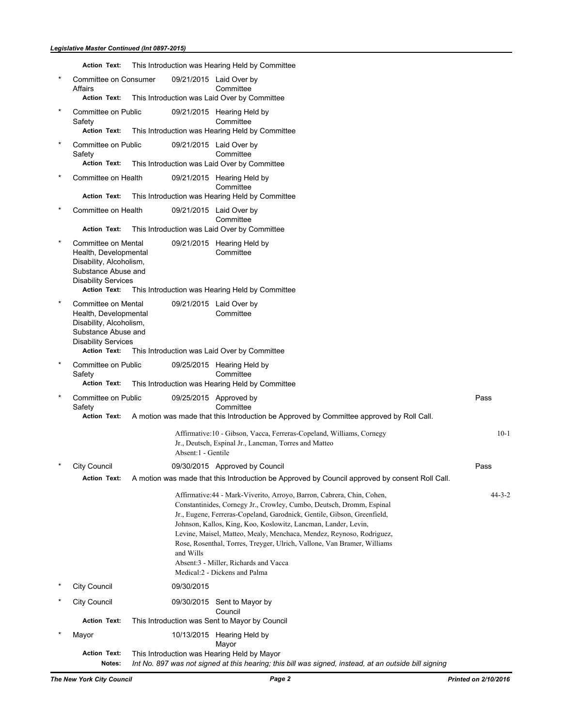*Legislative Master Continued (Int 0897-2015)*

**Action Text:** This Introduction was Hearing Held by Committee

\* Committee on Consumer Affairs — 09/21/2015 — Laid Over by Committee
**Action Text:** This Introduction was Laid Over by Committee

\* Committee on Public Safety — 09/21/2015 — Hearing Held by Committee
**Action Text:** This Introduction was Hearing Held by Committee

\* Committee on Public Safety — 09/21/2015 — Laid Over by Committee
**Action Text:** This Introduction was Laid Over by Committee

\* Committee on Health — 09/21/2015 — Hearing Held by Committee
**Action Text:** This Introduction was Hearing Held by Committee

\* Committee on Health — 09/21/2015 — Laid Over by Committee
**Action Text:** This Introduction was Laid Over by Committee

\* Committee on Mental Health, Developmental Disability, Alcoholism, Substance Abuse and Disability Services — 09/21/2015 — Hearing Held by Committee
**Action Text:** This Introduction was Hearing Held by Committee

\* Committee on Mental Health, Developmental Disability, Alcoholism, Substance Abuse and Disability Services — 09/21/2015 — Laid Over by Committee
**Action Text:** This Introduction was Laid Over by Committee

\* Committee on Public Safety — 09/25/2015 — Hearing Held by Committee
**Action Text:** This Introduction was Hearing Held by Committee

\* Committee on Public Safety — 09/25/2015 — Approved by Committee — Pass
**Action Text:** A motion was made that this Introduction be Approved by Committee approved by Roll Call.

Affirmative:10 - Gibson, Vacca, Ferreras-Copeland, Williams, Cornegy Jr., Deutsch, Espinal Jr., Lancman, Torres and Matteo
Absent:1 - Gentile — 10-1

\* City Council — 09/30/2015 — Approved by Council — Pass
**Action Text:** A motion was made that this Introduction be Approved by Council approved by consent Roll Call.

Affirmative:44 - Mark-Viverito, Arroyo, Barron, Cabrera, Chin, Cohen, Constantinides, Cornegy Jr., Crowley, Cumbo, Deutsch, Dromm, Espinal Jr., Eugene, Ferreras-Copeland, Garodnick, Gentile, Gibson, Greenfield, Johnson, Kallos, King, Koo, Koslowitz, Lancman, Lander, Levin, Levine, Maisel, Matteo, Mealy, Menchaca, Mendez, Reynoso, Rodriguez, Rose, Rosenthal, Torres, Treyger, Ulrich, Vallone, Van Bramer, Williams and Wills
Absent:3 - Miller, Richards and Vacca
Medical:2 - Dickens and Palma — 44-3-2

\* City Council — 09/30/2015

\* City Council — 09/30/2015 — Sent to Mayor by Council
**Action Text:** This Introduction was Sent to Mayor by Council

\* Mayor — 10/13/2015 — Hearing Held by Mayor
**Action Text:** This Introduction was Hearing Held by Mayor
**Notes:** *Int No. 897 was not signed at this hearing; this bill was signed, instead, at an outside bill signing*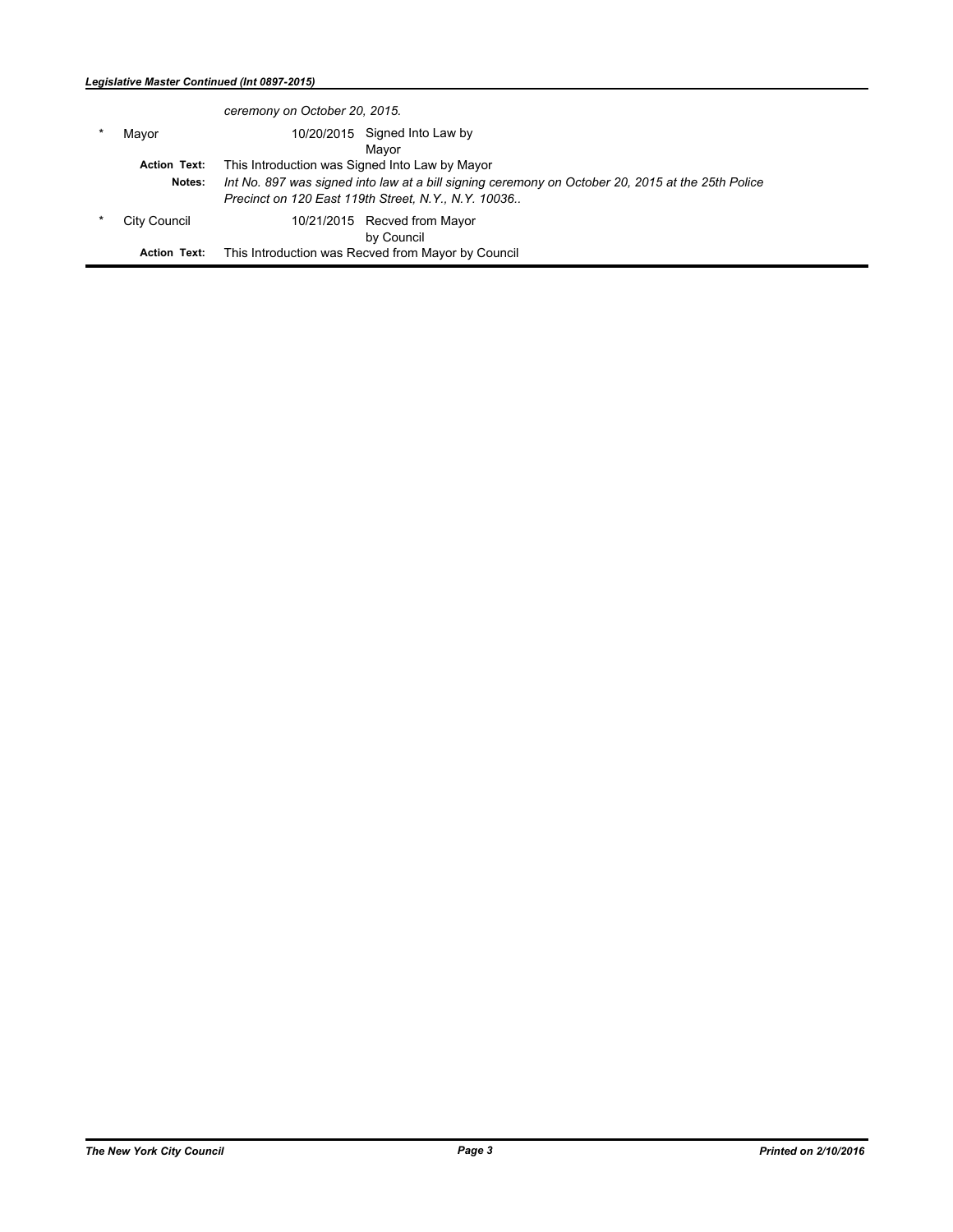*ceremony on October 20, 2015.*

| | | | |
|---|---|---|---|
| * | Mayor | 10/20/2015 | Signed Into Law by Mayor |
| | **Action Text:** | This Introduction was Signed Into Law by Mayor | |
| | **Notes:** | *Int No. 897 was signed into law at a bill signing ceremony on October 20, 2015 at the 25th Police Precinct on 120 East 119th Street, N.Y., N.Y. 10036..* | |
| * | City Council | 10/21/2015 | Recved from Mayor by Council |
| | **Action Text:** | This Introduction was Recved from Mayor by Council | |